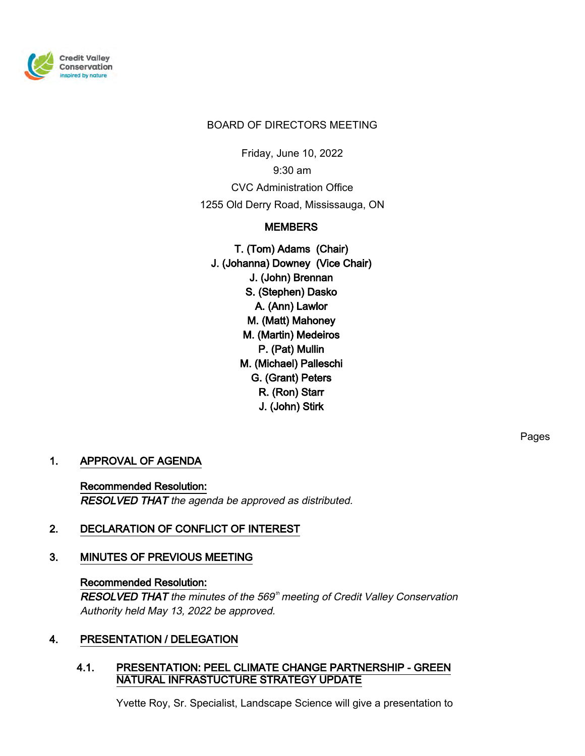Credit Valley Conservation
inspired by nature

# BOARD OF DIRECTORS MEETING

Friday, June 10, 2022

9:30 am

CVC Administration Office

1255 Old Derry Road, Mississauga, ON

## MEMBERS

T. (Tom) Adams (Chair)
J. (Johanna) Downey (Vice Chair)
J. (John) Brennan
S. (Stephen) Dasko
A. (Ann) Lawlor
M. (Matt) Mahoney
M. (Martin) Medeiros
P. (Pat) Mullin
M. (Michael) Palleschi
G. (Grant) Peters
R. (Ron) Starr
J. (John) Stirk

Pages

## 1. APPROVAL OF AGENDA

Recommended Resolution:
***RESOLVED THAT*** *the agenda be approved as distributed.*

## 2. DECLARATION OF CONFLICT OF INTEREST

## 3. MINUTES OF PREVIOUS MEETING

Recommended Resolution:
***RESOLVED THAT*** *the minutes of the 569th meeting of Credit Valley Conservation Authority held May 13, 2022 be approved.*

## 4. PRESENTATION / DELEGATION

### 4.1. PRESENTATION: PEEL CLIMATE CHANGE PARTNERSHIP - GREEN NATURAL INFRASTUCTURE STRATEGY UPDATE

Yvette Roy, Sr. Specialist, Landscape Science will give a presentation to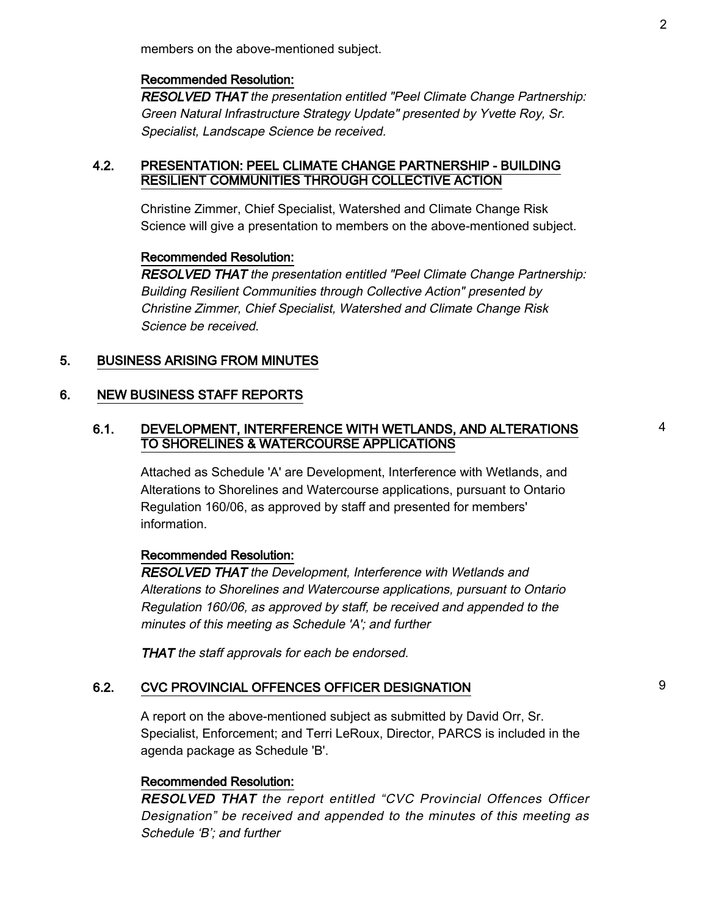members on the above-mentioned subject.

**Recommended Resolution:**

***RESOLVED THAT*** *the presentation entitled "Peel Climate Change Partnership: Green Natural Infrastructure Strategy Update" presented by Yvette Roy, Sr. Specialist, Landscape Science be received.*

### 4.2. PRESENTATION: PEEL CLIMATE CHANGE PARTNERSHIP - BUILDING RESILIENT COMMUNITIES THROUGH COLLECTIVE ACTION

Christine Zimmer, Chief Specialist, Watershed and Climate Change Risk Science will give a presentation to members on the above-mentioned subject.

**Recommended Resolution:**

***RESOLVED THAT*** *the presentation entitled "Peel Climate Change Partnership: Building Resilient Communities through Collective Action" presented by Christine Zimmer, Chief Specialist, Watershed and Climate Change Risk Science be received.*

## 5. BUSINESS ARISING FROM MINUTES

## 6. NEW BUSINESS STAFF REPORTS

### 6.1. DEVELOPMENT, INTERFERENCE WITH WETLANDS, AND ALTERATIONS TO SHORELINES & WATERCOURSE APPLICATIONS 4

Attached as Schedule 'A' are Development, Interference with Wetlands, and Alterations to Shorelines and Watercourse applications, pursuant to Ontario Regulation 160/06, as approved by staff and presented for members' information.

**Recommended Resolution:**

***RESOLVED THAT*** *the Development, Interference with Wetlands and Alterations to Shorelines and Watercourse applications, pursuant to Ontario Regulation 160/06, as approved by staff, be received and appended to the minutes of this meeting as Schedule 'A'; and further*

***THAT*** *the staff approvals for each be endorsed.*

### 6.2. CVC PROVINCIAL OFFENCES OFFICER DESIGNATION 9

A report on the above-mentioned subject as submitted by David Orr, Sr. Specialist, Enforcement; and Terri LeRoux, Director, PARCS is included in the agenda package as Schedule 'B'.

**Recommended Resolution:**

***RESOLVED THAT*** *the report entitled "CVC Provincial Offences Officer Designation" be received and appended to the minutes of this meeting as Schedule 'B'; and further*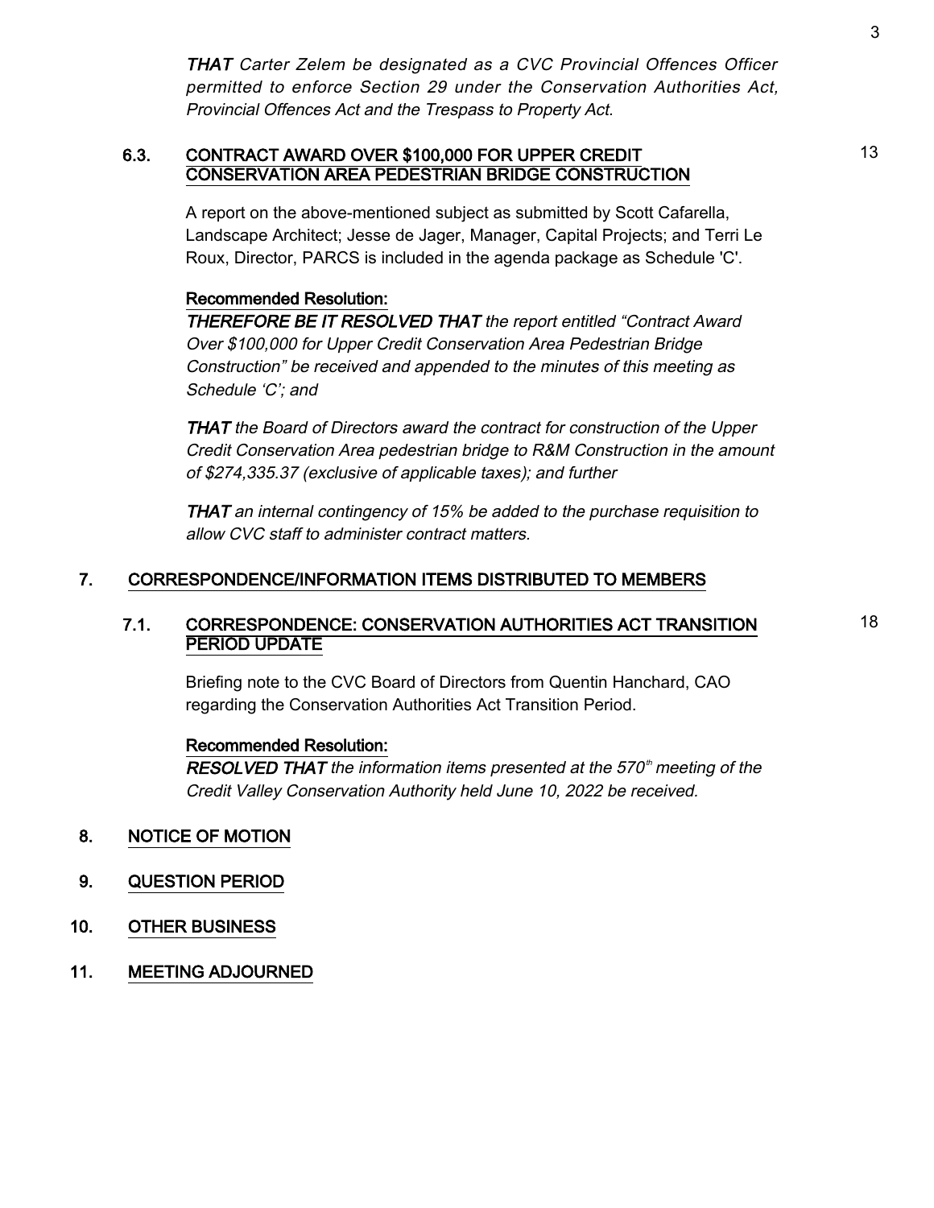*THAT Carter Zelem be designated as a CVC Provincial Offences Officer permitted to enforce Section 29 under the Conservation Authorities Act, Provincial Offences Act and the Trespass to Property Act.*

### 6.3. CONTRACT AWARD OVER $100,000 FOR UPPER CREDIT CONSERVATION AREA PEDESTRIAN BRIDGE CONSTRUCTION

13

A report on the above-mentioned subject as submitted by Scott Cafarella, Landscape Architect; Jesse de Jager, Manager, Capital Projects; and Terri Le Roux, Director, PARCS is included in the agenda package as Schedule 'C'.

**Recommended Resolution:**

***THEREFORE BE IT RESOLVED THAT*** *the report entitled "Contract Award Over $100,000 for Upper Credit Conservation Area Pedestrian Bridge Construction" be received and appended to the minutes of this meeting as Schedule 'C'; and*

***THAT*** *the Board of Directors award the contract for construction of the Upper Credit Conservation Area pedestrian bridge to R&M Construction in the amount of $274,335.37 (exclusive of applicable taxes); and further*

***THAT*** *an internal contingency of 15% be added to the purchase requisition to allow CVC staff to administer contract matters.*

## 7. CORRESPONDENCE/INFORMATION ITEMS DISTRIBUTED TO MEMBERS

### 7.1. CORRESPONDENCE: CONSERVATION AUTHORITIES ACT TRANSITION PERIOD UPDATE

18

Briefing note to the CVC Board of Directors from Quentin Hanchard, CAO regarding the Conservation Authorities Act Transition Period.

**Recommended Resolution:**

***RESOLVED THAT*** *the information items presented at the 570th meeting of the Credit Valley Conservation Authority held June 10, 2022 be received.*

## 8. NOTICE OF MOTION

## 9. QUESTION PERIOD

## 10. OTHER BUSINESS

## 11. MEETING ADJOURNED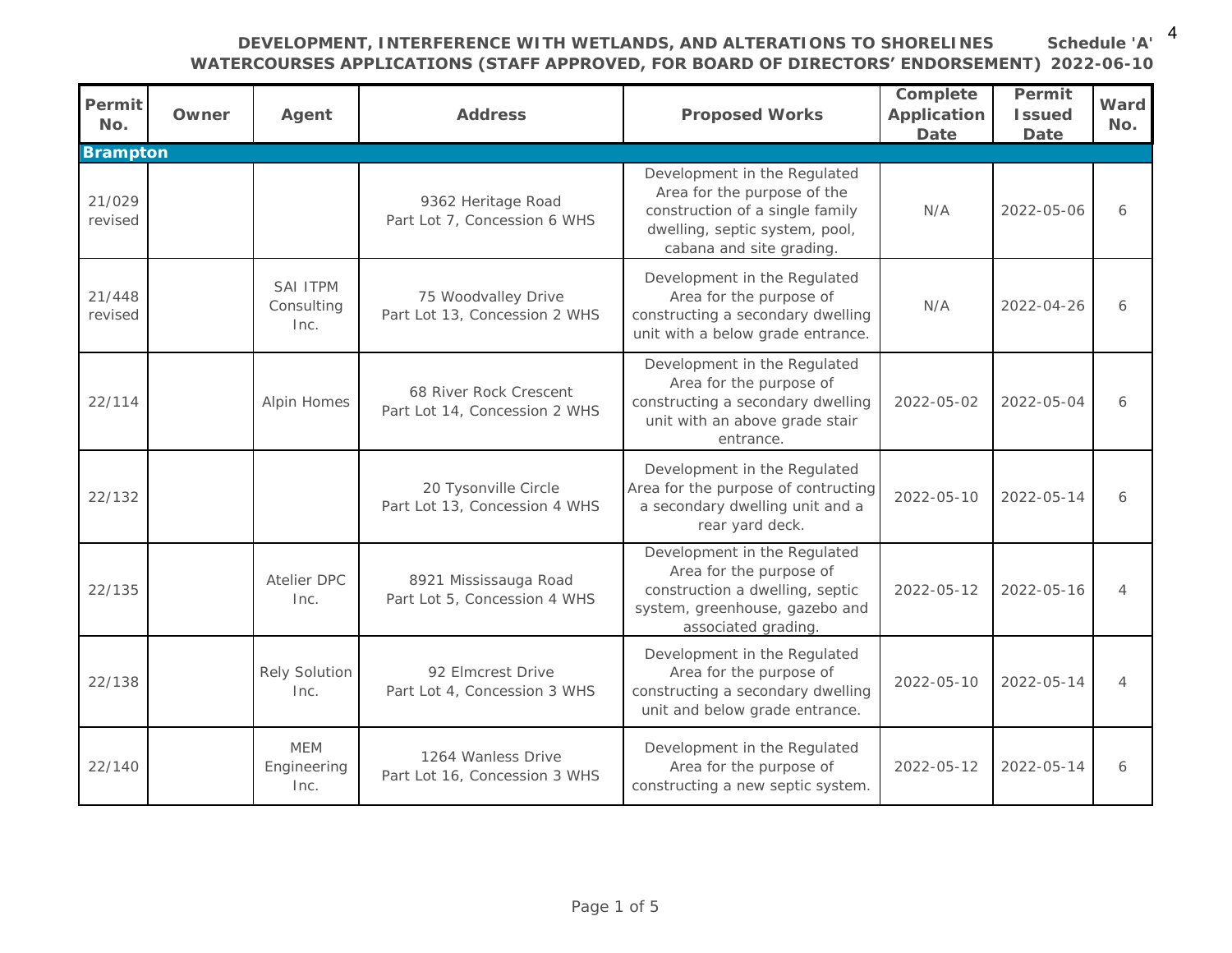**DEVELOPMENT, INTERFERENCE WITH WETLANDS, AND ALTERATIONS TO SHORELINES WATERCOURSES APPLICATIONS (STAFF APPROVED, FOR BOARD OF DIRECTORS' ENDORSEMENT)** **Schedule 'A' 2022-06-10**

| Permit No. | Owner | Agent | Address | Proposed Works | Complete Application Date | Permit Issued Date | Ward No. |
|---|---|---|---|---|---|---|---|
| **Brampton** | | | | | | | |
| 21/029 revised | | | 9362 Heritage Road Part Lot 7, Concession 6 WHS | Development in the Regulated Area for the purpose of the construction of a single family dwelling, septic system, pool, cabana and site grading. | N/A | 2022-05-06 | 6 |
| 21/448 revised | | SAI ITPM Consulting Inc. | 75 Woodvalley Drive Part Lot 13, Concession 2 WHS | Development in the Regulated Area for the purpose of constructing a secondary dwelling unit with a below grade entrance. | N/A | 2022-04-26 | 6 |
| 22/114 | | Alpin Homes | 68 River Rock Crescent Part Lot 14, Concession 2 WHS | Development in the Regulated Area for the purpose of constructing a secondary dwelling unit with an above grade stair entrance. | 2022-05-02 | 2022-05-04 | 6 |
| 22/132 | | | 20 Tysonville Circle Part Lot 13, Concession 4 WHS | Development in the Regulated Area for the purpose of contructing a secondary dwelling unit and a rear yard deck. | 2022-05-10 | 2022-05-14 | 6 |
| 22/135 | | Atelier DPC Inc. | 8921 Mississauga Road Part Lot 5, Concession 4 WHS | Development in the Regulated Area for the purpose of construction a dwelling, septic system, greenhouse, gazebo and associated grading. | 2022-05-12 | 2022-05-16 | 4 |
| 22/138 | | Rely Solution Inc. | 92 Elmcrest Drive Part Lot 4, Concession 3 WHS | Development in the Regulated Area for the purpose of constructing a secondary dwelling unit and below grade entrance. | 2022-05-10 | 2022-05-14 | 4 |
| 22/140 | | MEM Engineering Inc. | 1264 Wanless Drive Part Lot 16, Concession 3 WHS | Development in the Regulated Area for the purpose of constructing a new septic system. | 2022-05-12 | 2022-05-14 | 6 |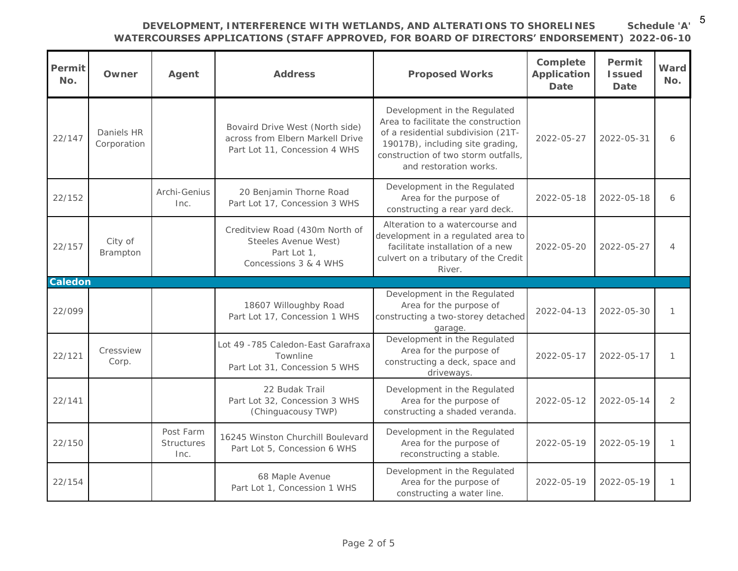**DEVELOPMENT, INTERFERENCE WITH WETLANDS, AND ALTERATIONS TO SHORELINES WATERCOURSES APPLICATIONS (STAFF APPROVED, FOR BOARD OF DIRECTORS' ENDORSEMENT)** **Schedule 'A' 2022-06-10**

| Permit No. | Owner | Agent | Address | Proposed Works | Complete Application Date | Permit Issued Date | Ward No. |
|---|---|---|---|---|---|---|---|
| 22/147 | Daniels HR Corporation | | Bovaird Drive West (North side) across from Elbern Markell Drive Part Lot 11, Concession 4 WHS | Development in the Regulated Area to facilitate the construction of a residential subdivision (21T-19017B), including site grading, construction of two storm outfalls, and restoration works. | 2022-05-27 | 2022-05-31 | 6 |
| 22/152 | | Archi-Genius Inc. | 20 Benjamin Thorne Road Part Lot 17, Concession 3 WHS | Development in the Regulated Area for the purpose of constructing a rear yard deck. | 2022-05-18 | 2022-05-18 | 6 |
| 22/157 | City of Brampton | | Creditview Road (430m North of Steeles Avenue West) Part Lot 1, Concessions 3 & 4 WHS | Alteration to a watercourse and development in a regulated area to facilitate installation of a new culvert on a tributary of the Credit River. | 2022-05-20 | 2022-05-27 | 4 |
| **Caledon** | | | | | | | |
| 22/099 | | | 18607 Willoughby Road Part Lot 17, Concession 1 WHS | Development in the Regulated Area for the purpose of constructing a two-storey detached garage. | 2022-04-13 | 2022-05-30 | 1 |
| 22/121 | Cressview Corp. | | Lot 49 -785 Caledon-East Garafraxa Townline Part Lot 31, Concession 5 WHS | Development in the Regulated Area for the purpose of constructing a deck, space and driveways. | 2022-05-17 | 2022-05-17 | 1 |
| 22/141 | | | 22 Budak Trail Part Lot 32, Concession 3 WHS (Chinguacousy TWP) | Development in the Regulated Area for the purpose of constructing a shaded veranda. | 2022-05-12 | 2022-05-14 | 2 |
| 22/150 | | Post Farm Structures Inc. | 16245 Winston Churchill Boulevard Part Lot 5, Concession 6 WHS | Development in the Regulated Area for the purpose of reconstructing a stable. | 2022-05-19 | 2022-05-19 | 1 |
| 22/154 | | | 68 Maple Avenue Part Lot 1, Concession 1 WHS | Development in the Regulated Area for the purpose of constructing a water line. | 2022-05-19 | 2022-05-19 | 1 |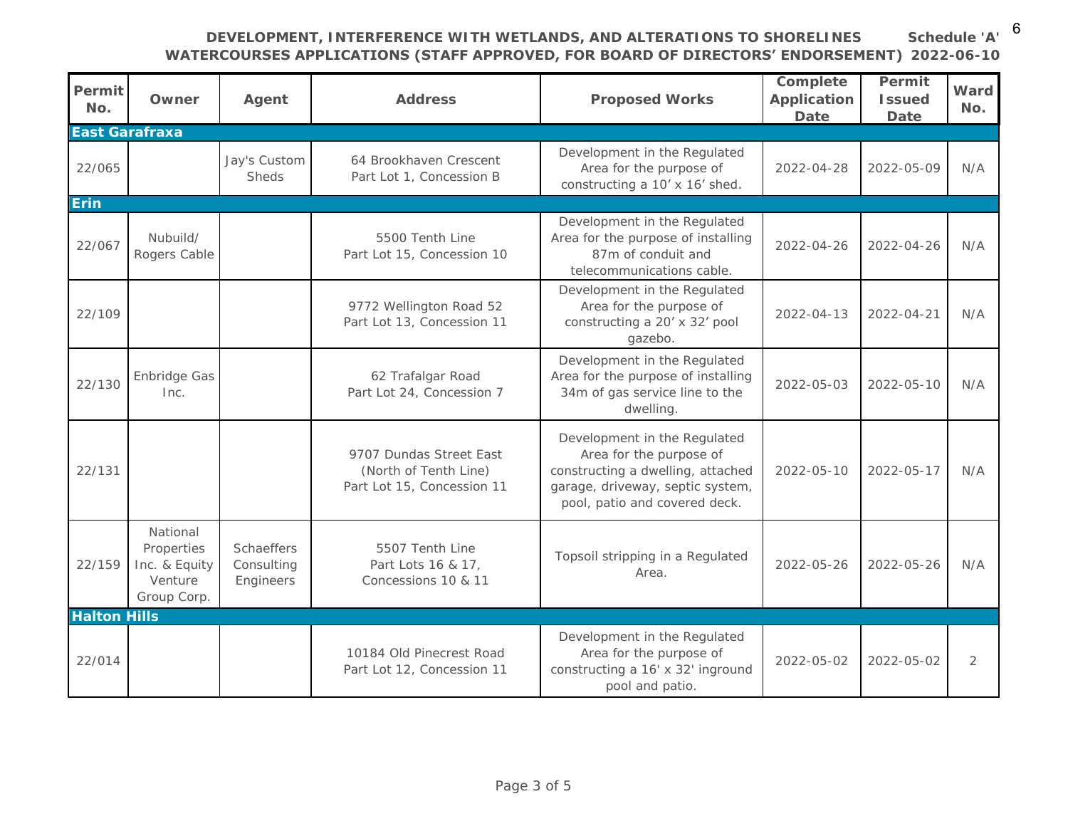**DEVELOPMENT, INTERFERENCE WITH WETLANDS, AND ALTERATIONS TO SHORELINES WATERCOURSES APPLICATIONS (STAFF APPROVED, FOR BOARD OF DIRECTORS' ENDORSEMENT)**

**Schedule 'A' 2022-06-10**

| Permit No. | Owner | Agent | Address | Proposed Works | Complete Application Date | Permit Issued Date | Ward No. |
|---|---|---|---|---|---|---|---|
| **East Garafraxa** | | | | | | | |
| 22/065 | | Jay's Custom Sheds | 64 Brookhaven Crescent Part Lot 1, Concession B | Development in the Regulated Area for the purpose of constructing a 10' x 16' shed. | 2022-04-28 | 2022-05-09 | N/A |
| **Erin** | | | | | | | |
| 22/067 | Nubuild/ Rogers Cable | | 5500 Tenth Line Part Lot 15, Concession 10 | Development in the Regulated Area for the purpose of installing 87m of conduit and telecommunications cable. | 2022-04-26 | 2022-04-26 | N/A |
| 22/109 | | | 9772 Wellington Road 52 Part Lot 13, Concession 11 | Development in the Regulated Area for the purpose of constructing a 20' x 32' pool gazebo. | 2022-04-13 | 2022-04-21 | N/A |
| 22/130 | Enbridge Gas Inc. | | 62 Trafalgar Road Part Lot 24, Concession 7 | Development in the Regulated Area for the purpose of installing 34m of gas service line to the dwelling. | 2022-05-03 | 2022-05-10 | N/A |
| 22/131 | | | 9707 Dundas Street East (North of Tenth Line) Part Lot 15, Concession 11 | Development in the Regulated Area for the purpose of constructing a dwelling, attached garage, driveway, septic system, pool, patio and covered deck. | 2022-05-10 | 2022-05-17 | N/A |
| 22/159 | National Properties Inc. & Equity Venture Group Corp. | Schaeffers Consulting Engineers | 5507 Tenth Line Part Lots 16 & 17, Concessions 10 & 11 | Topsoil stripping in a Regulated Area. | 2022-05-26 | 2022-05-26 | N/A |
| **Halton Hills** | | | | | | | |
| 22/014 | | | 10184 Old Pinecrest Road Part Lot 12, Concession 11 | Development in the Regulated Area for the purpose of constructing a 16' x 32' inground pool and patio. | 2022-05-02 | 2022-05-02 | 2 |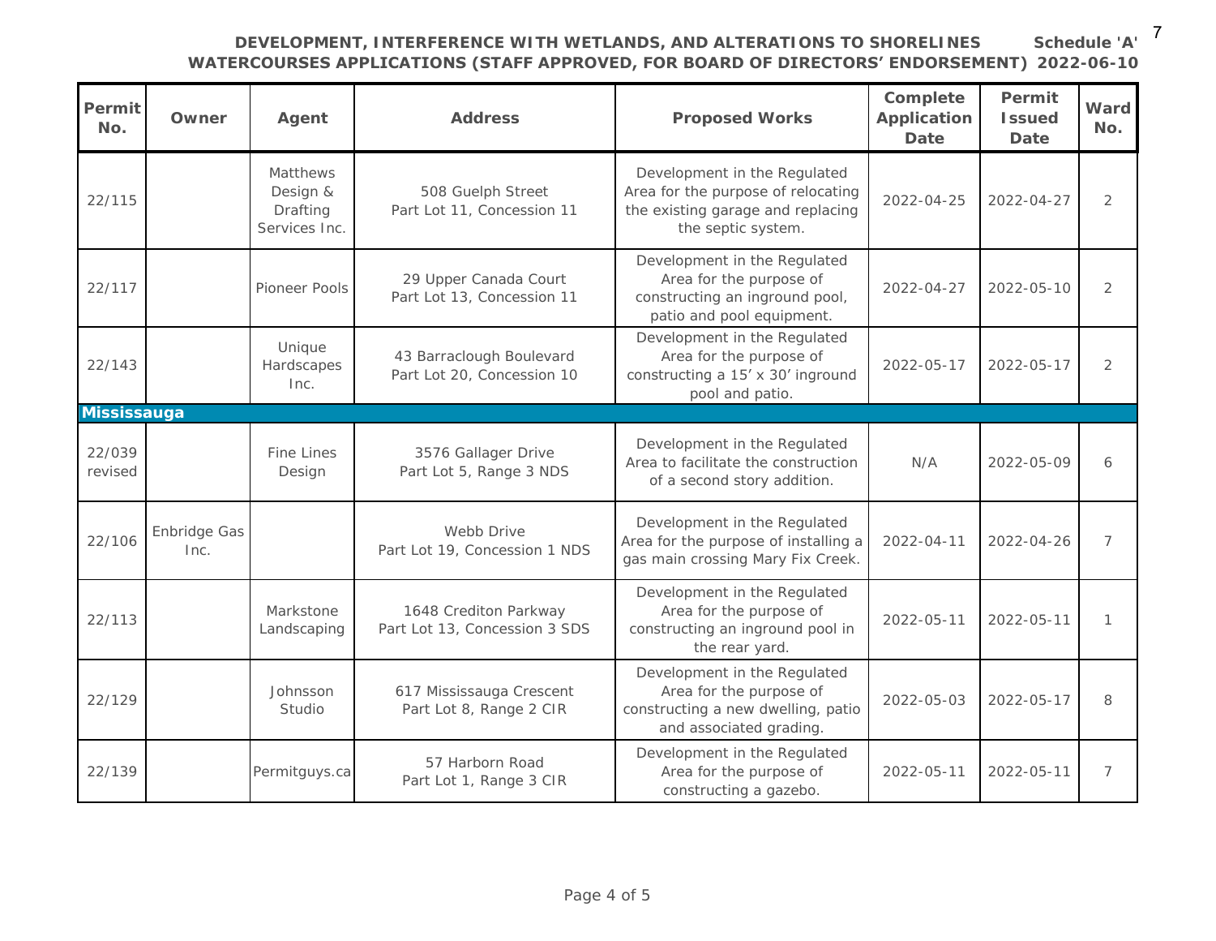**DEVELOPMENT, INTERFERENCE WITH WETLANDS, AND ALTERATIONS TO SHORELINES WATERCOURSES APPLICATIONS (STAFF APPROVED, FOR BOARD OF DIRECTORS' ENDORSEMENT)** **Schedule 'A' 2022-06-10**

| Permit No. | Owner | Agent | Address | Proposed Works | Complete Application Date | Permit Issued Date | Ward No. |
|---|---|---|---|---|---|---|---|
| 22/115 | | Matthews Design & Drafting Services Inc. | 508 Guelph Street Part Lot 11, Concession 11 | Development in the Regulated Area for the purpose of relocating the existing garage and replacing the septic system. | 2022-04-25 | 2022-04-27 | 2 |
| 22/117 | | Pioneer Pools | 29 Upper Canada Court Part Lot 13, Concession 11 | Development in the Regulated Area for the purpose of constructing an inground pool, patio and pool equipment. | 2022-04-27 | 2022-05-10 | 2 |
| 22/143 | | Unique Hardscapes Inc. | 43 Barraclough Boulevard Part Lot 20, Concession 10 | Development in the Regulated Area for the purpose of constructing a 15' x 30' inground pool and patio. | 2022-05-17 | 2022-05-17 | 2 |
| **Mississauga** | | | | | | | |
| 22/039 revised | | Fine Lines Design | 3576 Gallager Drive Part Lot 5, Range 3 NDS | Development in the Regulated Area to facilitate the construction of a second story addition. | N/A | 2022-05-09 | 6 |
| 22/106 | Enbridge Gas Inc. | | Webb Drive Part Lot 19, Concession 1 NDS | Development in the Regulated Area for the purpose of installing a gas main crossing Mary Fix Creek. | 2022-04-11 | 2022-04-26 | 7 |
| 22/113 | | Markstone Landscaping | 1648 Crediton Parkway Part Lot 13, Concession 3 SDS | Development in the Regulated Area for the purpose of constructing an inground pool in the rear yard. | 2022-05-11 | 2022-05-11 | 1 |
| 22/129 | | Johnsson Studio | 617 Mississauga Crescent Part Lot 8, Range 2 CIR | Development in the Regulated Area for the purpose of constructing a new dwelling, patio and associated grading. | 2022-05-03 | 2022-05-17 | 8 |
| 22/139 | | Permitguys.ca | 57 Harborn Road Part Lot 1, Range 3 CIR | Development in the Regulated Area for the purpose of constructing a gazebo. | 2022-05-11 | 2022-05-11 | 7 |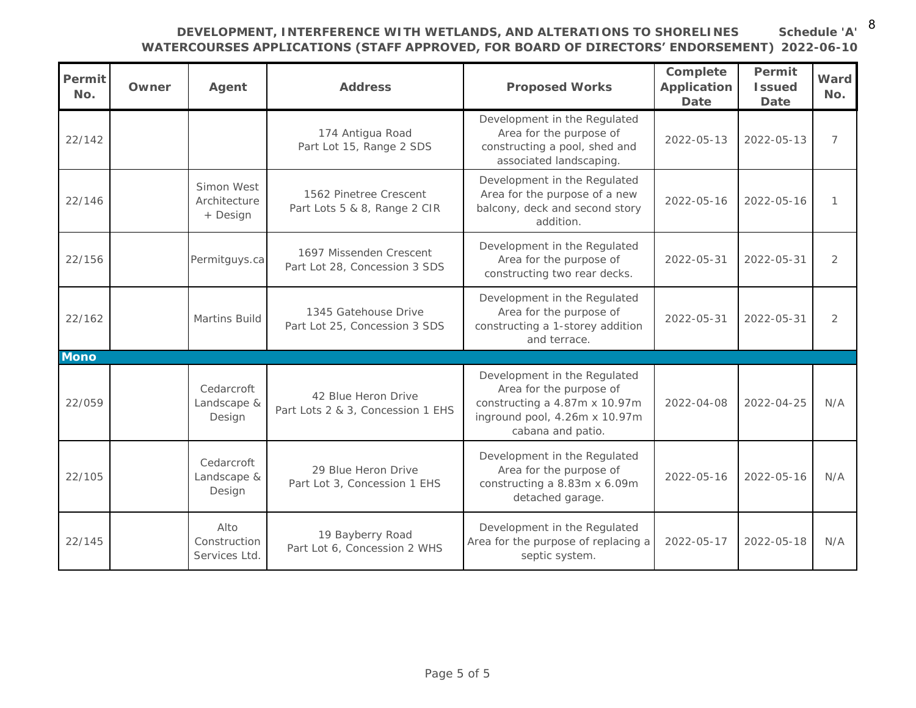**DEVELOPMENT, INTERFERENCE WITH WETLANDS, AND ALTERATIONS TO SHORELINES WATERCOURSES APPLICATIONS (STAFF APPROVED, FOR BOARD OF DIRECTORS' ENDORSEMENT)** **Schedule 'A' 2022-06-10**

| Permit No. | Owner | Agent | Address | Proposed Works | Complete Application Date | Permit Issued Date | Ward No. |
|---|---|---|---|---|---|---|---|
| 22/142 | | | 174 Antigua Road Part Lot 15, Range 2 SDS | Development in the Regulated Area for the purpose of constructing a pool, shed and associated landscaping. | 2022-05-13 | 2022-05-13 | 7 |
| 22/146 | | Simon West Architecture + Design | 1562 Pinetree Crescent Part Lots 5 & 8, Range 2 CIR | Development in the Regulated Area for the purpose of a new balcony, deck and second story addition. | 2022-05-16 | 2022-05-16 | 1 |
| 22/156 | | Permitguys.ca | 1697 Missenden Crescent Part Lot 28, Concession 3 SDS | Development in the Regulated Area for the purpose of constructing two rear decks. | 2022-05-31 | 2022-05-31 | 2 |
| 22/162 | | Martins Build | 1345 Gatehouse Drive Part Lot 25, Concession 3 SDS | Development in the Regulated Area for the purpose of constructing a 1-storey addition and terrace. | 2022-05-31 | 2022-05-31 | 2 |
| **Mono** | | | | | | | |
| 22/059 | | Cedarcroft Landscape & Design | 42 Blue Heron Drive Part Lots 2 & 3, Concession 1 EHS | Development in the Regulated Area for the purpose of constructing a 4.87m x 10.97m inground pool, 4.26m x 10.97m cabana and patio. | 2022-04-08 | 2022-04-25 | N/A |
| 22/105 | | Cedarcroft Landscape & Design | 29 Blue Heron Drive Part Lot 3, Concession 1 EHS | Development in the Regulated Area for the purpose of constructing a 8.83m x 6.09m detached garage. | 2022-05-16 | 2022-05-16 | N/A |
| 22/145 | | Alto Construction Services Ltd. | 19 Bayberry Road Part Lot 6, Concession 2 WHS | Development in the Regulated Area for the purpose of replacing a septic system. | 2022-05-17 | 2022-05-18 | N/A |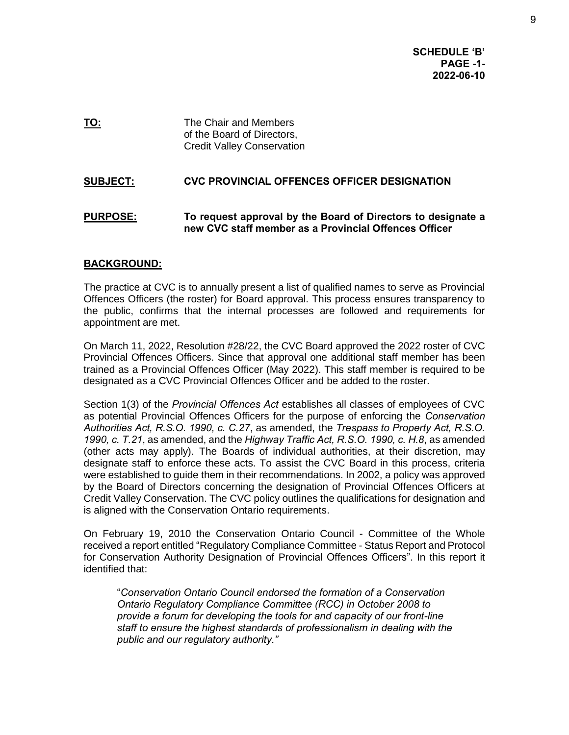**SCHEDULE 'B'**
**PAGE -1-**
**2022-06-10**

**TO:** The Chair and Members of the Board of Directors, Credit Valley Conservation

**SUBJECT:** **CVC PROVINCIAL OFFENCES OFFICER DESIGNATION**

**PURPOSE:** **To request approval by the Board of Directors to designate a new CVC staff member as a Provincial Offences Officer**

## BACKGROUND:

The practice at CVC is to annually present a list of qualified names to serve as Provincial Offences Officers (the roster) for Board approval. This process ensures transparency to the public, confirms that the internal processes are followed and requirements for appointment are met.

On March 11, 2022, Resolution #28/22, the CVC Board approved the 2022 roster of CVC Provincial Offences Officers. Since that approval one additional staff member has been trained as a Provincial Offences Officer (May 2022). This staff member is required to be designated as a CVC Provincial Offences Officer and be added to the roster.

Section 1(3) of the *Provincial Offences Act* establishes all classes of employees of CVC as potential Provincial Offences Officers for the purpose of enforcing the *Conservation Authorities Act, R.S.O. 1990, c. C.27*, as amended, the *Trespass to Property Act, R.S.O. 1990, c. T.21*, as amended, and the *Highway Traffic Act, R.S.O. 1990, c. H.8*, as amended (other acts may apply). The Boards of individual authorities, at their discretion, may designate staff to enforce these acts. To assist the CVC Board in this process, criteria were established to guide them in their recommendations. In 2002, a policy was approved by the Board of Directors concerning the designation of Provincial Offences Officers at Credit Valley Conservation. The CVC policy outlines the qualifications for designation and is aligned with the Conservation Ontario requirements.

On February 19, 2010 the Conservation Ontario Council - Committee of the Whole received a report entitled "Regulatory Compliance Committee - Status Report and Protocol for Conservation Authority Designation of Provincial Offences Officers". In this report it identified that:

> "*Conservation Ontario Council endorsed the formation of a Conservation Ontario Regulatory Compliance Committee (RCC) in October 2008 to provide a forum for developing the tools for and capacity of our front-line staff to ensure the highest standards of professionalism in dealing with the public and our regulatory authority."*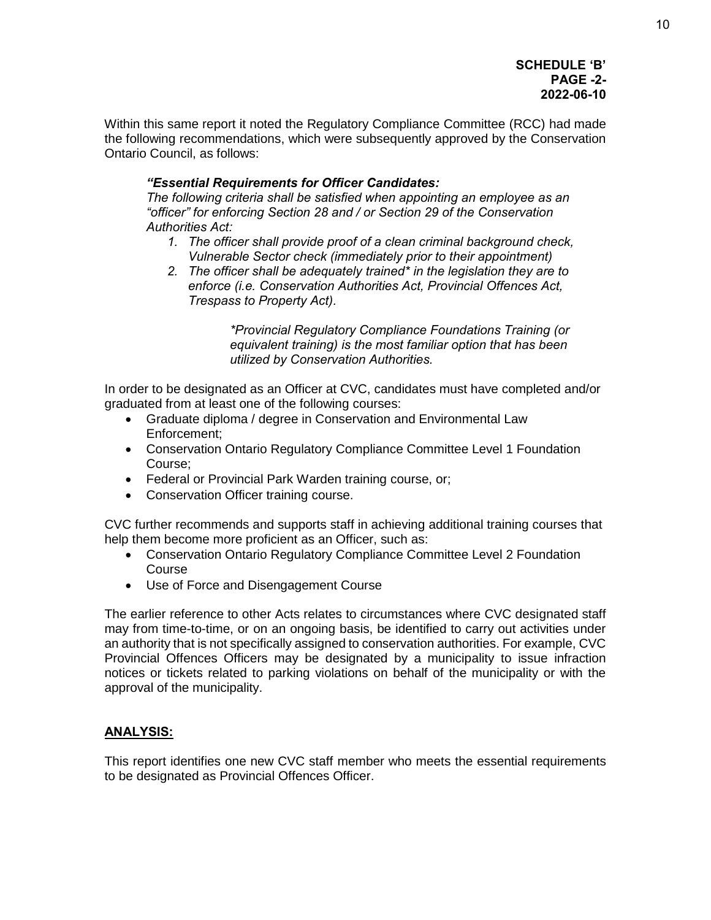**SCHEDULE 'B'**
**PAGE -2-**
**2022-06-10**

Within this same report it noted the Regulatory Compliance Committee (RCC) had made the following recommendations, which were subsequently approved by the Conservation Ontario Council, as follows:

> ***"Essential Requirements for Officer Candidates:***
> *The following criteria shall be satisfied when appointing an employee as an "officer" for enforcing Section 28 and / or Section 29 of the Conservation Authorities Act:*
>
> 1. *The officer shall provide proof of a clean criminal background check, Vulnerable Sector check (immediately prior to their appointment)*
> 2. *The officer shall be adequately trained* in the legislation they are to enforce (i.e. Conservation Authorities Act, Provincial Offences Act, Trespass to Property Act).*
>
> **Provincial Regulatory Compliance Foundations Training (or equivalent training) is the most familiar option that has been utilized by Conservation Authorities.*

In order to be designated as an Officer at CVC, candidates must have completed and/or graduated from at least one of the following courses:

- Graduate diploma / degree in Conservation and Environmental Law Enforcement;
- Conservation Ontario Regulatory Compliance Committee Level 1 Foundation Course;
- Federal or Provincial Park Warden training course, or;
- Conservation Officer training course.

CVC further recommends and supports staff in achieving additional training courses that help them become more proficient as an Officer, such as:

- Conservation Ontario Regulatory Compliance Committee Level 2 Foundation Course
- Use of Force and Disengagement Course

The earlier reference to other Acts relates to circumstances where CVC designated staff may from time-to-time, or on an ongoing basis, be identified to carry out activities under an authority that is not specifically assigned to conservation authorities. For example, CVC Provincial Offences Officers may be designated by a municipality to issue infraction notices or tickets related to parking violations on behalf of the municipality or with the approval of the municipality.

## ANALYSIS:

This report identifies one new CVC staff member who meets the essential requirements to be designated as Provincial Offences Officer.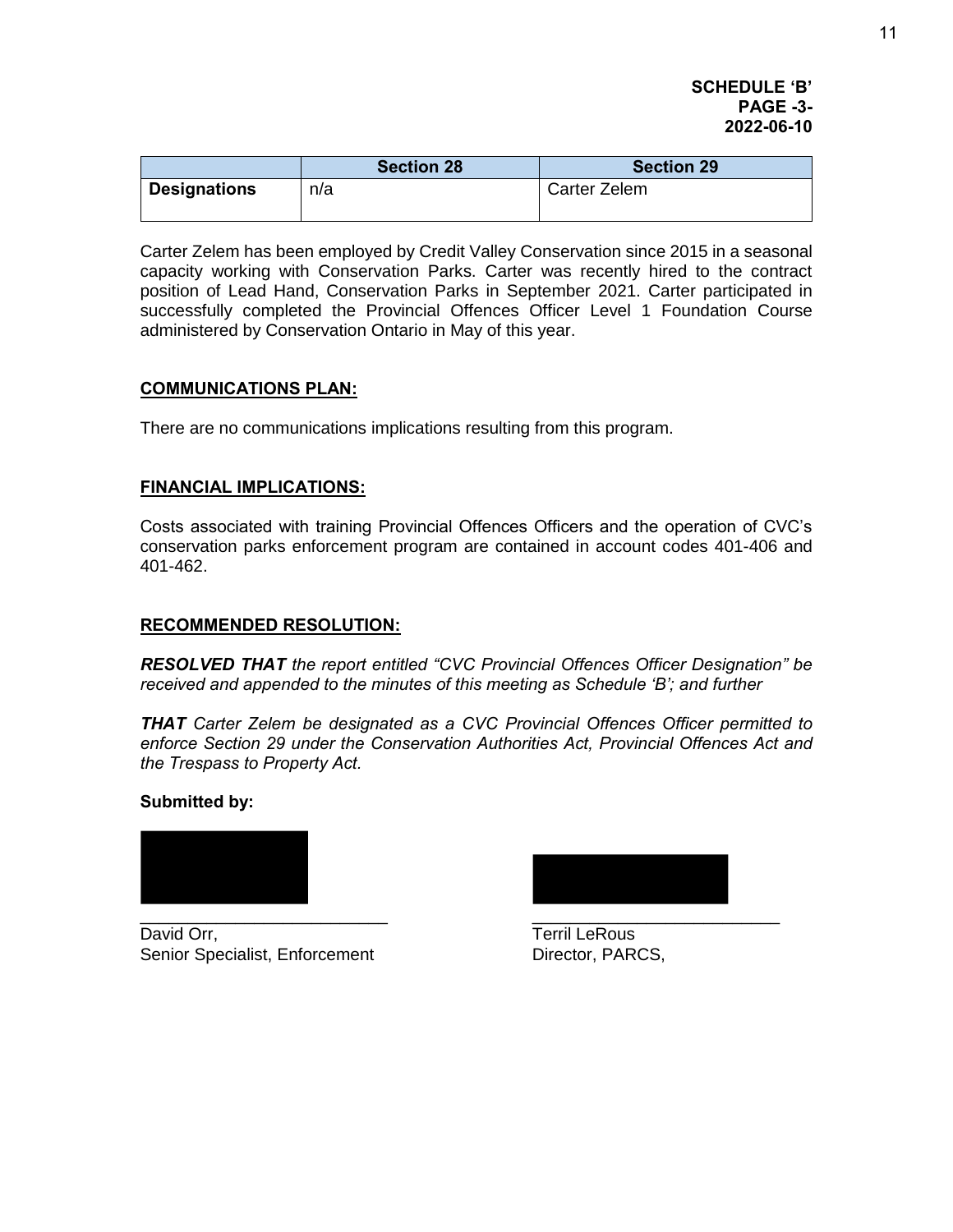**SCHEDULE 'B'**
**PAGE -3-**
**2022-06-10**

| | Section 28 | Section 29 |
|---|---|---|
| **Designations** | n/a | Carter Zelem |

Carter Zelem has been employed by Credit Valley Conservation since 2015 in a seasonal capacity working with Conservation Parks. Carter was recently hired to the contract position of Lead Hand, Conservation Parks in September 2021. Carter participated in successfully completed the Provincial Offences Officer Level 1 Foundation Course administered by Conservation Ontario in May of this year.

## COMMUNICATIONS PLAN:

There are no communications implications resulting from this program.

## FINANCIAL IMPLICATIONS:

Costs associated with training Provincial Offences Officers and the operation of CVC's conservation parks enforcement program are contained in account codes 401-406 and 401-462.

## RECOMMENDED RESOLUTION:

***RESOLVED THAT*** *the report entitled "CVC Provincial Offences Officer Designation" be received and appended to the minutes of this meeting as Schedule 'B'; and further*

***THAT*** *Carter Zelem be designated as a CVC Provincial Offences Officer permitted to enforce Section 29 under the Conservation Authorities Act, Provincial Offences Act and the Trespass to Property Act.*

**Submitted by:**

\_\_\_\_\_\_\_\_\_\_\_\_\_\_\_\_\_\_\_\_\_\_\_\_\_
David Orr,
Senior Specialist, Enforcement

\_\_\_\_\_\_\_\_\_\_\_\_\_\_\_\_\_\_\_\_\_\_\_\_\_
Terril LeRous
Director, PARCS,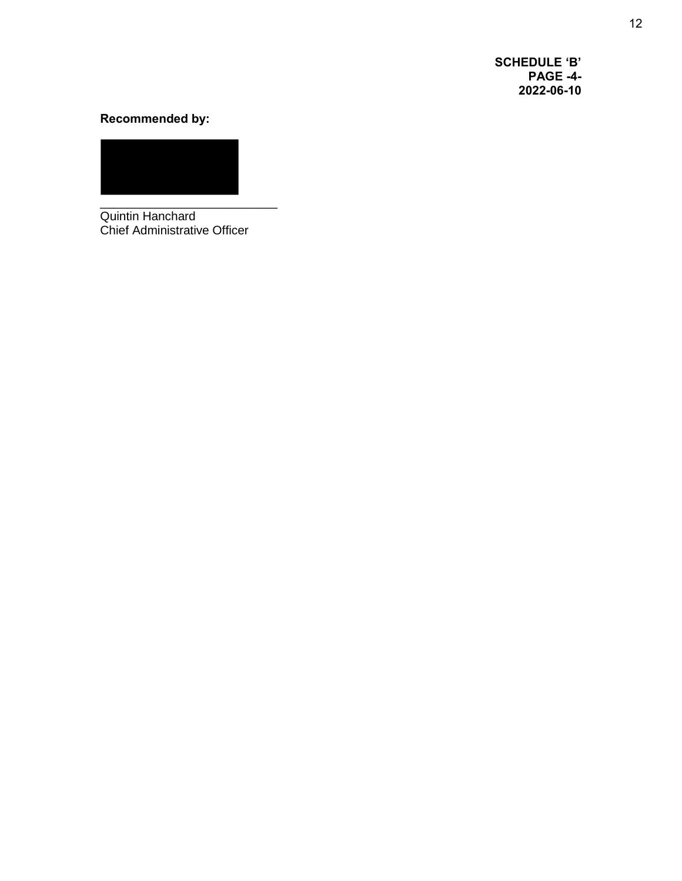**SCHEDULE 'B'**
**PAGE -4-**
**2022-06-10**

**Recommended by:**

\_\_\_\_\_\_\_\_\_\_\_\_\_\_\_\_\_\_\_\_\_\_\_\_\_\_
Quintin Hanchard
Chief Administrative Officer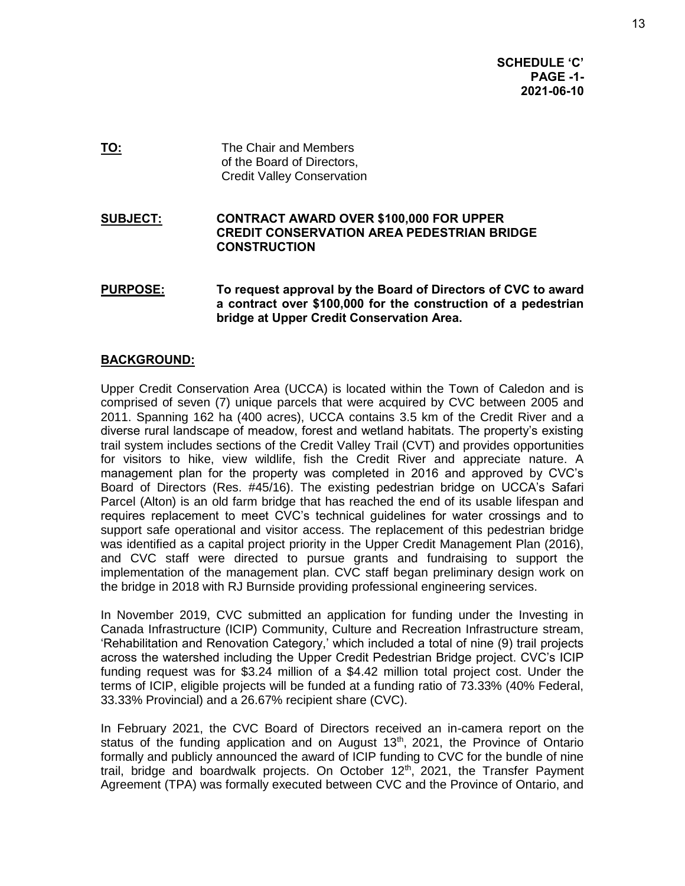**SCHEDULE 'C'**
**PAGE -1-**
**2021-06-10**

**TO:** The Chair and Members of the Board of Directors, Credit Valley Conservation

**SUBJECT: CONTRACT AWARD OVER $100,000 FOR UPPER CREDIT CONSERVATION AREA PEDESTRIAN BRIDGE CONSTRUCTION**

**PURPOSE: To request approval by the Board of Directors of CVC to award a contract over $100,000 for the construction of a pedestrian bridge at Upper Credit Conservation Area.**

## BACKGROUND:

Upper Credit Conservation Area (UCCA) is located within the Town of Caledon and is comprised of seven (7) unique parcels that were acquired by CVC between 2005 and 2011. Spanning 162 ha (400 acres), UCCA contains 3.5 km of the Credit River and a diverse rural landscape of meadow, forest and wetland habitats. The property's existing trail system includes sections of the Credit Valley Trail (CVT) and provides opportunities for visitors to hike, view wildlife, fish the Credit River and appreciate nature. A management plan for the property was completed in 2016 and approved by CVC's Board of Directors (Res. #45/16). The existing pedestrian bridge on UCCA's Safari Parcel (Alton) is an old farm bridge that has reached the end of its usable lifespan and requires replacement to meet CVC's technical guidelines for water crossings and to support safe operational and visitor access. The replacement of this pedestrian bridge was identified as a capital project priority in the Upper Credit Management Plan (2016), and CVC staff were directed to pursue grants and fundraising to support the implementation of the management plan. CVC staff began preliminary design work on the bridge in 2018 with RJ Burnside providing professional engineering services.

In November 2019, CVC submitted an application for funding under the Investing in Canada Infrastructure (ICIP) Community, Culture and Recreation Infrastructure stream, 'Rehabilitation and Renovation Category,' which included a total of nine (9) trail projects across the watershed including the Upper Credit Pedestrian Bridge project. CVC's ICIP funding request was for $3.24 million of a $4.42 million total project cost. Under the terms of ICIP, eligible projects will be funded at a funding ratio of 73.33% (40% Federal, 33.33% Provincial) and a 26.67% recipient share (CVC).

In February 2021, the CVC Board of Directors received an in-camera report on the status of the funding application and on August 13th, 2021, the Province of Ontario formally and publicly announced the award of ICIP funding to CVC for the bundle of nine trail, bridge and boardwalk projects. On October 12th, 2021, the Transfer Payment Agreement (TPA) was formally executed between CVC and the Province of Ontario, and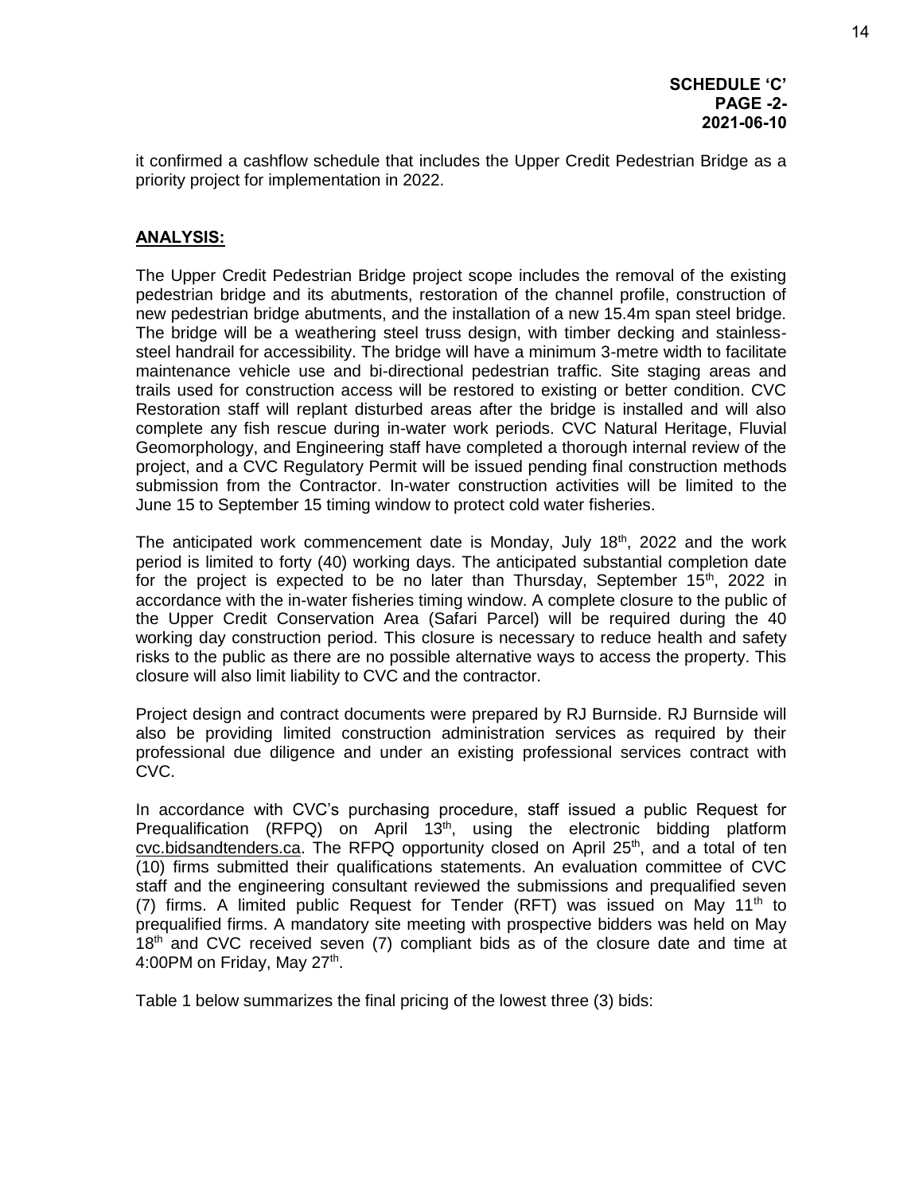**SCHEDULE 'C'**
**PAGE -2-**
**2021-06-10**

it confirmed a cashflow schedule that includes the Upper Credit Pedestrian Bridge as a priority project for implementation in 2022.

## ANALYSIS:

The Upper Credit Pedestrian Bridge project scope includes the removal of the existing pedestrian bridge and its abutments, restoration of the channel profile, construction of new pedestrian bridge abutments, and the installation of a new 15.4m span steel bridge. The bridge will be a weathering steel truss design, with timber decking and stainless-steel handrail for accessibility. The bridge will have a minimum 3-metre width to facilitate maintenance vehicle use and bi-directional pedestrian traffic. Site staging areas and trails used for construction access will be restored to existing or better condition. CVC Restoration staff will replant disturbed areas after the bridge is installed and will also complete any fish rescue during in-water work periods. CVC Natural Heritage, Fluvial Geomorphology, and Engineering staff have completed a thorough internal review of the project, and a CVC Regulatory Permit will be issued pending final construction methods submission from the Contractor. In-water construction activities will be limited to the June 15 to September 15 timing window to protect cold water fisheries.

The anticipated work commencement date is Monday, July 18th, 2022 and the work period is limited to forty (40) working days. The anticipated substantial completion date for the project is expected to be no later than Thursday, September 15th, 2022 in accordance with the in-water fisheries timing window. A complete closure to the public of the Upper Credit Conservation Area (Safari Parcel) will be required during the 40 working day construction period. This closure is necessary to reduce health and safety risks to the public as there are no possible alternative ways to access the property. This closure will also limit liability to CVC and the contractor.

Project design and contract documents were prepared by RJ Burnside. RJ Burnside will also be providing limited construction administration services as required by their professional due diligence and under an existing professional services contract with CVC.

In accordance with CVC's purchasing procedure, staff issued a public Request for Prequalification (RFPQ) on April 13th, using the electronic bidding platform cvc.bidsandtenders.ca. The RFPQ opportunity closed on April 25th, and a total of ten (10) firms submitted their qualifications statements. An evaluation committee of CVC staff and the engineering consultant reviewed the submissions and prequalified seven (7) firms. A limited public Request for Tender (RFT) was issued on May 11th to prequalified firms. A mandatory site meeting with prospective bidders was held on May 18th and CVC received seven (7) compliant bids as of the closure date and time at 4:00PM on Friday, May 27th.

Table 1 below summarizes the final pricing of the lowest three (3) bids: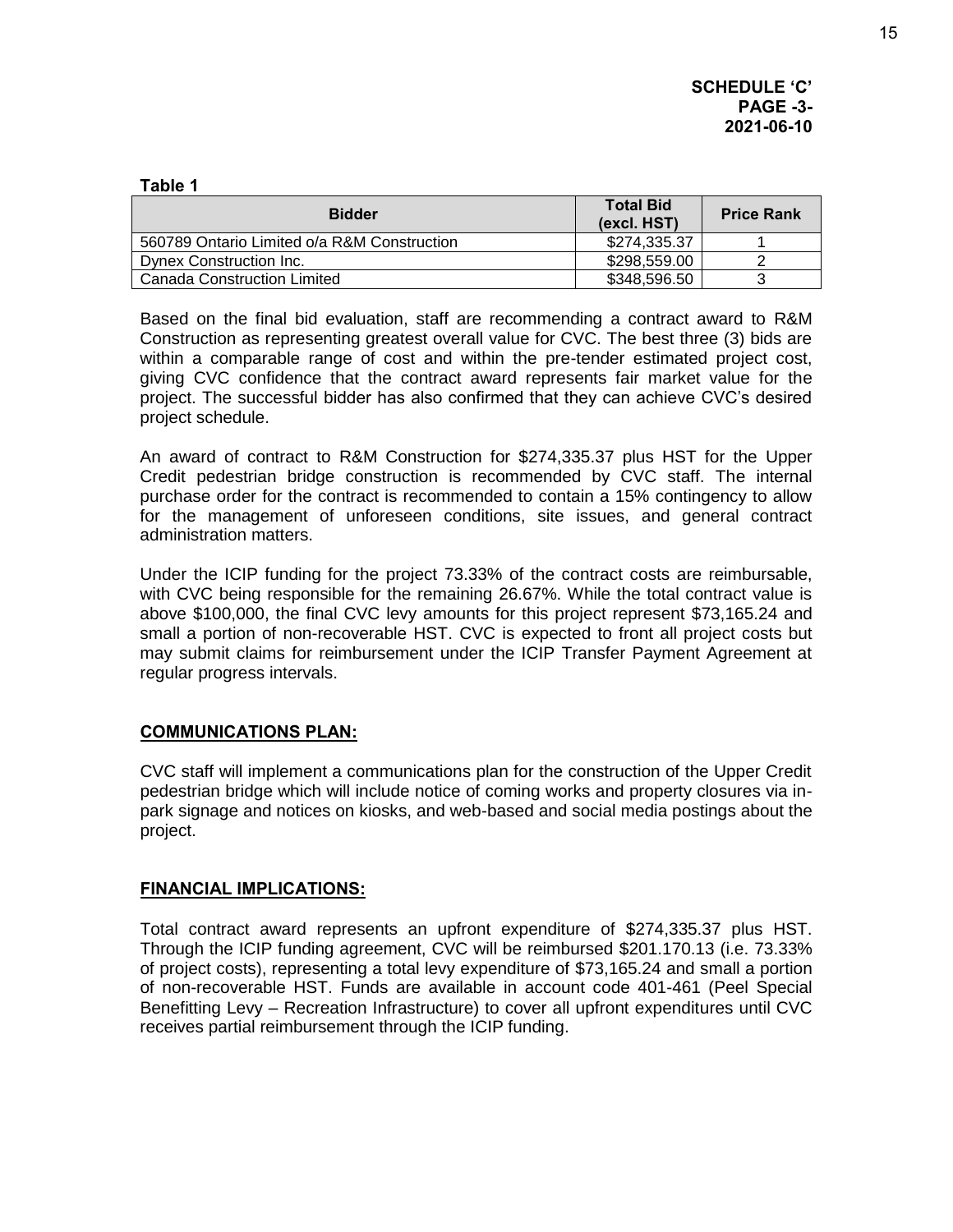**SCHEDULE 'C'**
**PAGE -3-**
**2021-06-10**

**Table 1**

| Bidder | Total Bid (excl. HST) | Price Rank |
|---|---|---|
| 560789 Ontario Limited o/a R&M Construction | $274,335.37 | 1 |
| Dynex Construction Inc. | $298,559.00 | 2 |
| Canada Construction Limited | $348,596.50 | 3 |

Based on the final bid evaluation, staff are recommending a contract award to R&M Construction as representing greatest overall value for CVC. The best three (3) bids are within a comparable range of cost and within the pre-tender estimated project cost, giving CVC confidence that the contract award represents fair market value for the project. The successful bidder has also confirmed that they can achieve CVC's desired project schedule.

An award of contract to R&M Construction for $274,335.37 plus HST for the Upper Credit pedestrian bridge construction is recommended by CVC staff. The internal purchase order for the contract is recommended to contain a 15% contingency to allow for the management of unforeseen conditions, site issues, and general contract administration matters.

Under the ICIP funding for the project 73.33% of the contract costs are reimbursable, with CVC being responsible for the remaining 26.67%. While the total contract value is above $100,000, the final CVC levy amounts for this project represent $73,165.24 and small a portion of non-recoverable HST. CVC is expected to front all project costs but may submit claims for reimbursement under the ICIP Transfer Payment Agreement at regular progress intervals.

## COMMUNICATIONS PLAN:

CVC staff will implement a communications plan for the construction of the Upper Credit pedestrian bridge which will include notice of coming works and property closures via in-park signage and notices on kiosks, and web-based and social media postings about the project.

## FINANCIAL IMPLICATIONS:

Total contract award represents an upfront expenditure of $274,335.37 plus HST. Through the ICIP funding agreement, CVC will be reimbursed $201.170.13 (i.e. 73.33% of project costs), representing a total levy expenditure of $73,165.24 and small a portion of non-recoverable HST. Funds are available in account code 401-461 (Peel Special Benefitting Levy – Recreation Infrastructure) to cover all upfront expenditures until CVC receives partial reimbursement through the ICIP funding.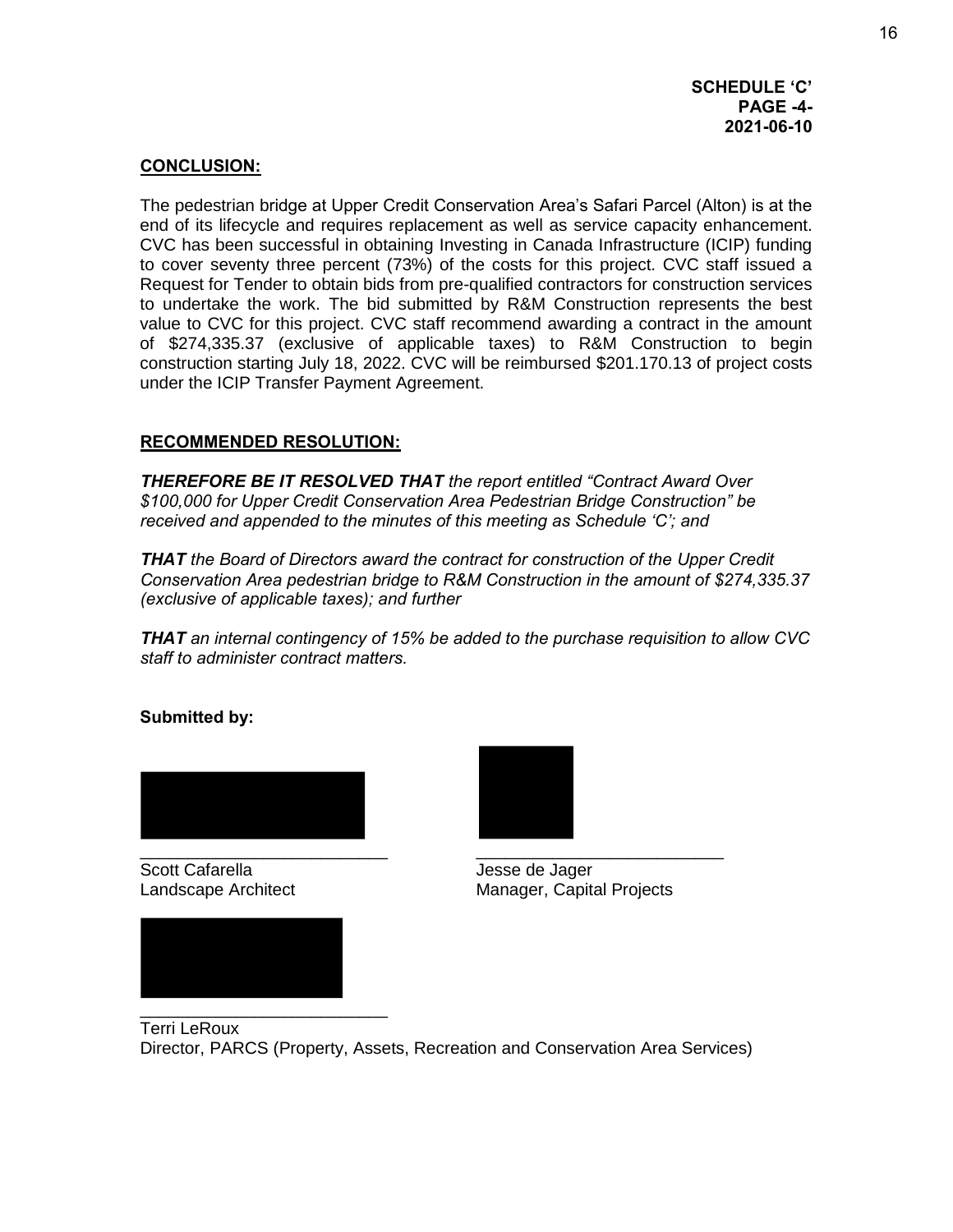**SCHEDULE 'C'**
**PAGE -4-**
**2021-06-10**

## CONCLUSION:

The pedestrian bridge at Upper Credit Conservation Area's Safari Parcel (Alton) is at the end of its lifecycle and requires replacement as well as service capacity enhancement. CVC has been successful in obtaining Investing in Canada Infrastructure (ICIP) funding to cover seventy three percent (73%) of the costs for this project. CVC staff issued a Request for Tender to obtain bids from pre-qualified contractors for construction services to undertake the work. The bid submitted by R&M Construction represents the best value to CVC for this project. CVC staff recommend awarding a contract in the amount of $274,335.37 (exclusive of applicable taxes) to R&M Construction to begin construction starting July 18, 2022. CVC will be reimbursed $201.170.13 of project costs under the ICIP Transfer Payment Agreement.

## RECOMMENDED RESOLUTION:

***THEREFORE BE IT RESOLVED THAT*** *the report entitled "Contract Award Over $100,000 for Upper Credit Conservation Area Pedestrian Bridge Construction" be received and appended to the minutes of this meeting as Schedule 'C'; and*

***THAT*** *the Board of Directors award the contract for construction of the Upper Credit Conservation Area pedestrian bridge to R&M Construction in the amount of $274,335.37 (exclusive of applicable taxes); and further*

***THAT*** *an internal contingency of 15% be added to the purchase requisition to allow CVC staff to administer contract matters.*

**Submitted by:**

\_\_\_\_\_\_\_\_\_\_\_\_\_\_\_\_\_\_\_\_\_\_\_\_\_\_
Scott Cafarella
Landscape Architect

\_\_\_\_\_\_\_\_\_\_\_\_\_\_\_\_\_\_\_\_\_\_\_\_\_\_
Jesse de Jager
Manager, Capital Projects

\_\_\_\_\_\_\_\_\_\_\_\_\_\_\_\_\_\_\_\_\_\_\_\_\_\_
Terri LeRoux
Director, PARCS (Property, Assets, Recreation and Conservation Area Services)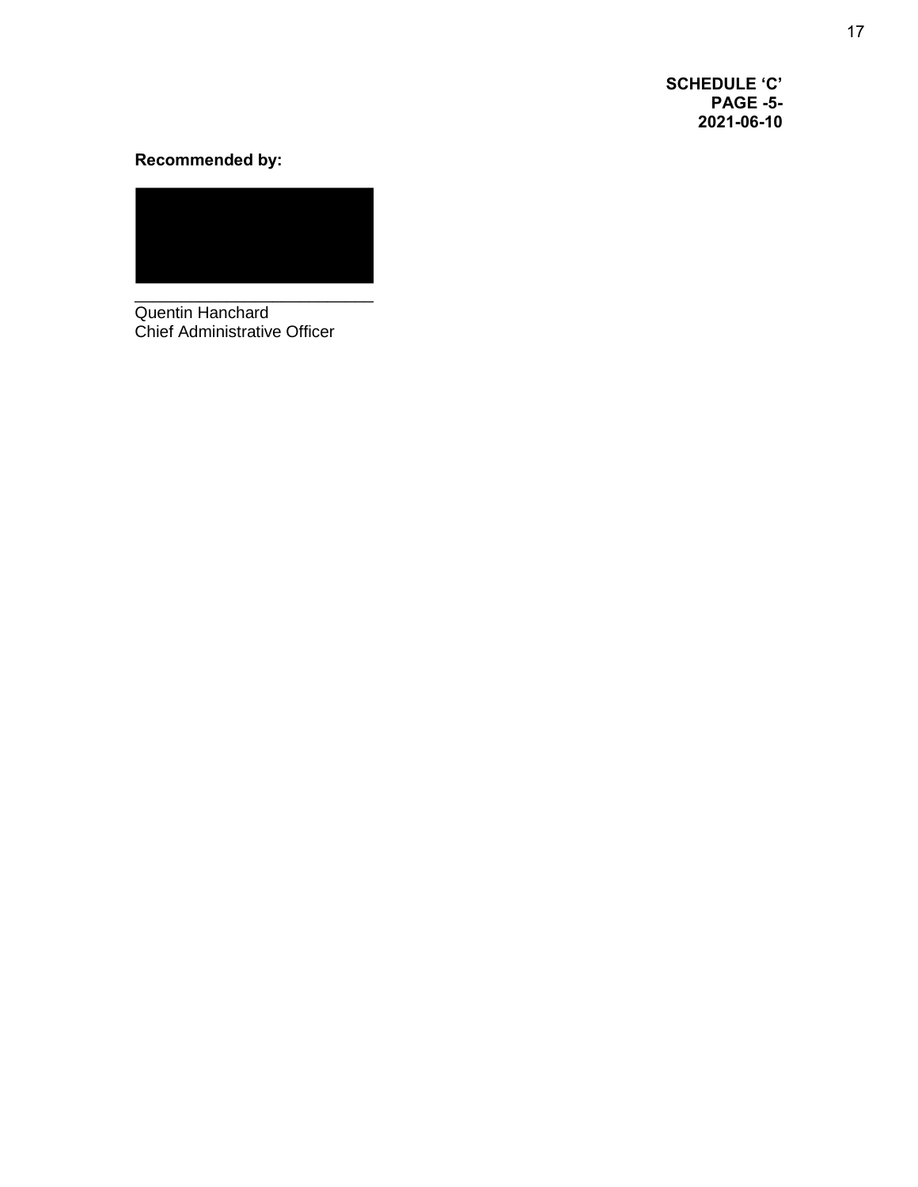**SCHEDULE ‘C’**
**PAGE -5-**
**2021-06-10**

**Recommended by:**

\_\_\_\_\_\_\_\_\_\_\_\_\_\_\_\_\_\_\_\_\_\_\_\_\_\_\_

Quentin Hanchard
Chief Administrative Officer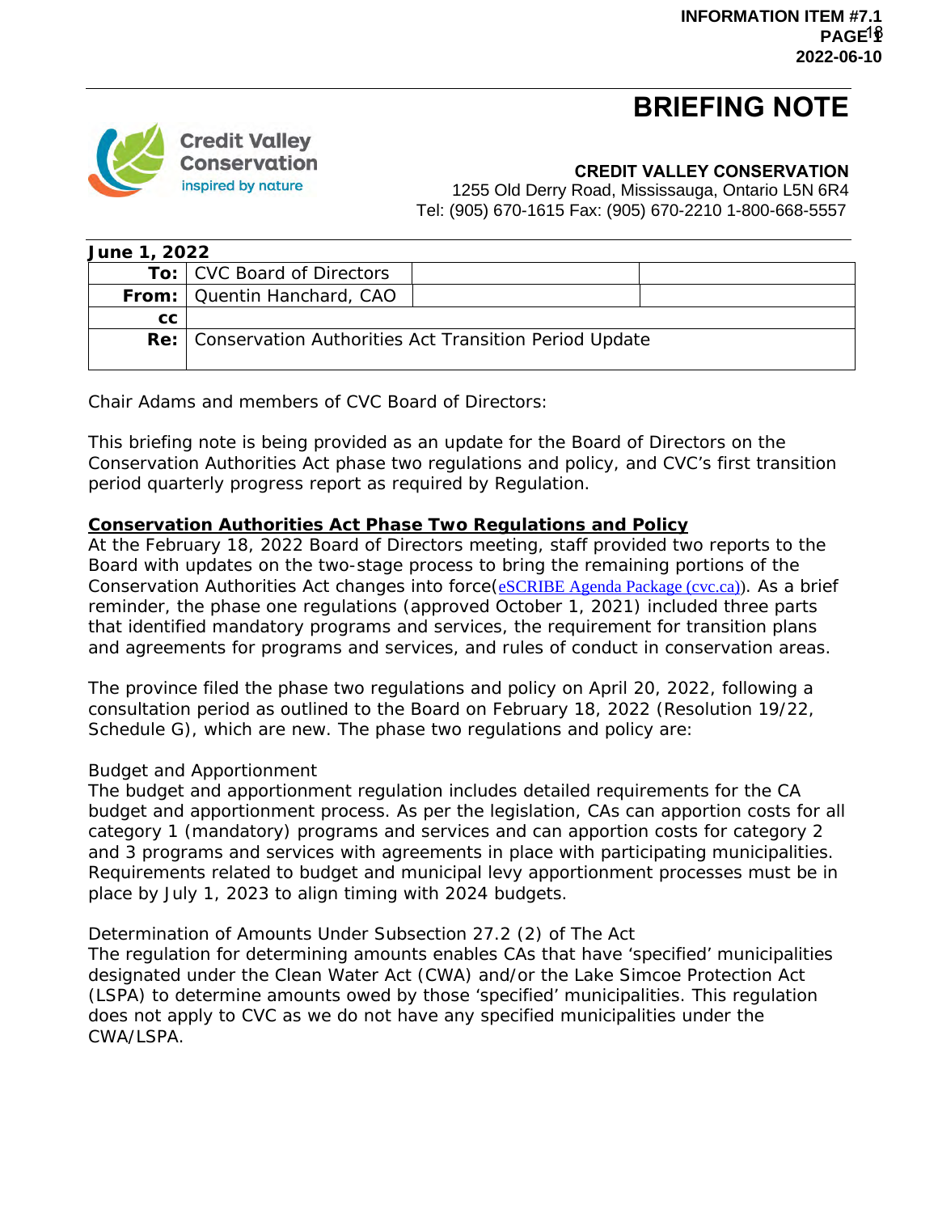INFORMATION ITEM #7.1
2022-06-10

# BRIEFING NOTE

**CREDIT VALLEY CONSERVATION**
1255 Old Derry Road, Mississauga, Ontario L5N 6R4
Tel: (905) 670-1615 Fax: (905) 670-2210 1-800-668-5557

**June 1, 2022**

| | | | |
|---|---|---|---|
| **To:** | CVC Board of Directors | | |
| **From:** | Quentin Hanchard, CAO | | |
| **cc** | | | |
| **Re:** | Conservation Authorities Act Transition Period Update | | |

Chair Adams and members of CVC Board of Directors:

This briefing note is being provided as an update for the Board of Directors on the Conservation Authorities Act phase two regulations and policy, and CVC's first transition period quarterly progress report as required by Regulation.

**Conservation Authorities Act Phase Two Regulations and Policy**

At the February 18, 2022 Board of Directors meeting, staff provided two reports to the Board with updates on the two-stage process to bring the remaining portions of the Conservation Authorities Act changes into force(eSCRIBE Agenda Package (cvc.ca)). As a brief reminder, the phase one regulations (approved October 1, 2021) included three parts that identified mandatory programs and services, the requirement for transition plans and agreements for programs and services, and rules of conduct in conservation areas.

The province filed the phase two regulations and policy on April 20, 2022, following a consultation period as outlined to the Board on February 18, 2022 (Resolution 19/22, Schedule G), which are new. The phase two regulations and policy are:

Budget and Apportionment

The budget and apportionment regulation includes detailed requirements for the CA budget and apportionment process. As per the legislation, CAs can apportion costs for all category 1 (mandatory) programs and services and can apportion costs for category 2 and 3 programs and services with agreements in place with participating municipalities. Requirements related to budget and municipal levy apportionment processes must be in place by July 1, 2023 to align timing with 2024 budgets.

Determination of Amounts Under Subsection 27.2 (2) of The Act

The regulation for determining amounts enables CAs that have 'specified' municipalities designated under the Clean Water Act (CWA) and/or the Lake Simcoe Protection Act (LSPA) to determine amounts owed by those 'specified' municipalities. This regulation does not apply to CVC as we do not have any specified municipalities under the CWA/LSPA.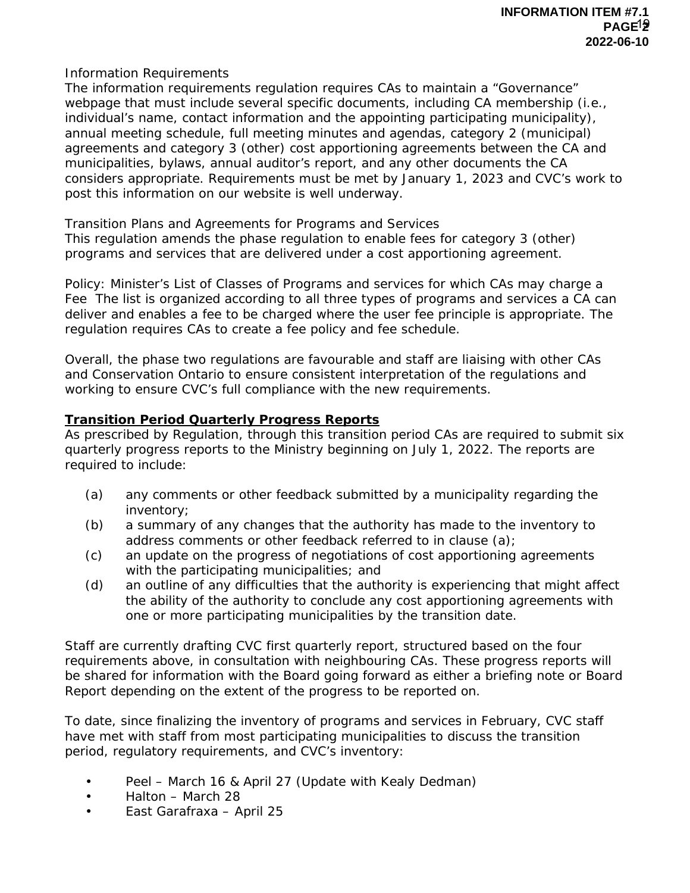Information Requirements

The information requirements regulation requires CAs to maintain a "Governance" webpage that must include several specific documents, including CA membership (i.e., individual's name, contact information and the appointing participating municipality), annual meeting schedule, full meeting minutes and agendas, category 2 (municipal) agreements and category 3 (other) cost apportioning agreements between the CA and municipalities, bylaws, annual auditor's report, and any other documents the CA considers appropriate. Requirements must be met by January 1, 2023 and CVC's work to post this information on our website is well underway.

Transition Plans and Agreements for Programs and Services

This regulation amends the phase regulation to enable fees for category 3 (other) programs and services that are delivered under a cost apportioning agreement.

Policy: Minister's List of Classes of Programs and services for which CAs may charge a Fee The list is organized according to all three types of programs and services a CA can deliver and enables a fee to be charged where the user fee principle is appropriate. The regulation requires CAs to create a fee policy and fee schedule.

Overall, the phase two regulations are favourable and staff are liaising with other CAs and Conservation Ontario to ensure consistent interpretation of the regulations and working to ensure CVC's full compliance with the new requirements.

## Transition Period Quarterly Progress Reports

As prescribed by Regulation, through this transition period CAs are required to submit six quarterly progress reports to the Ministry beginning on July 1, 2022. The reports are required to include:

(a) any comments or other feedback submitted by a municipality regarding the inventory;
(b) a summary of any changes that the authority has made to the inventory to address comments or other feedback referred to in clause (a);
(c) an update on the progress of negotiations of cost apportioning agreements with the participating municipalities; and
(d) an outline of any difficulties that the authority is experiencing that might affect the ability of the authority to conclude any cost apportioning agreements with one or more participating municipalities by the transition date.

Staff are currently drafting CVC first quarterly report, structured based on the four requirements above, in consultation with neighbouring CAs. These progress reports will be shared for information with the Board going forward as either a briefing note or Board Report depending on the extent of the progress to be reported on.

To date, since finalizing the inventory of programs and services in February, CVC staff have met with staff from most participating municipalities to discuss the transition period, regulatory requirements, and CVC's inventory:

- Peel – March 16 & April 27 (Update with Kealy Dedman)
- Halton – March 28
- East Garafraxa – April 25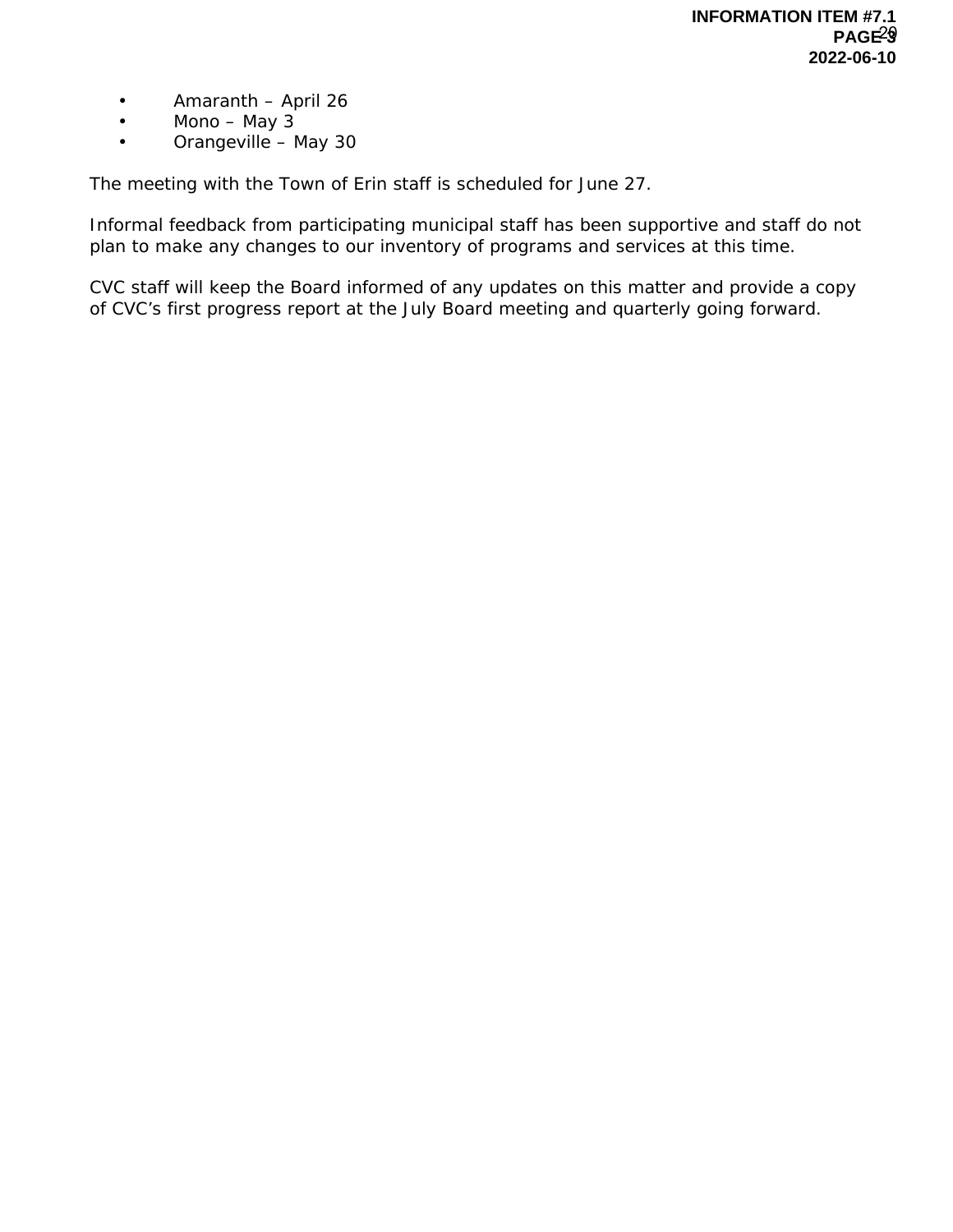- Amaranth – April 26
- Mono – May 3
- Orangeville – May 30

The meeting with the Town of Erin staff is scheduled for June 27.

Informal feedback from participating municipal staff has been supportive and staff do not plan to make any changes to our inventory of programs and services at this time.

CVC staff will keep the Board informed of any updates on this matter and provide a copy of CVC's first progress report at the July Board meeting and quarterly going forward.